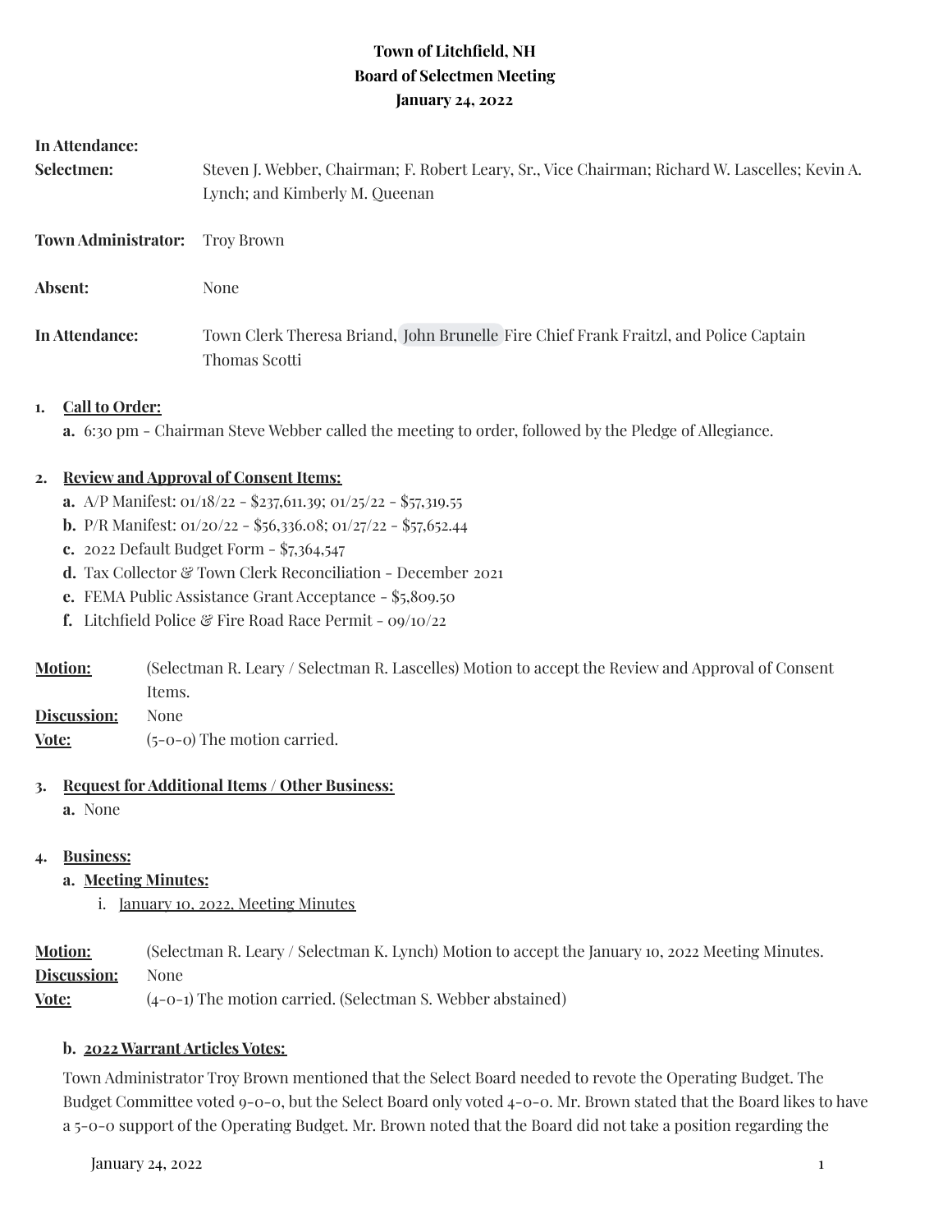# Town of Litchfield, NH
## Board of Selectmen Meeting
### January 24, 2022

**In Attendance:**

**Selectmen:** Steven J. Webber, Chairman; F. Robert Leary, Sr., Vice Chairman; Richard W. Lascelles; Kevin A. Lynch; and Kimberly M. Queenan

**Town Administrator:** Troy Brown

**Absent:** None

**In Attendance:** Town Clerk Theresa Briand, John Brunelle Fire Chief Frank Fraitzl, and Police Captain Thomas Scotti

1. **Call to Order:**
   a. 6:30 pm - Chairman Steve Webber called the meeting to order, followed by the Pledge of Allegiance.

2. **Review and Approval of Consent Items:**
   a. A/P Manifest: 01/18/22 - $237,611.39; 01/25/22 - $57,319.55
   b. P/R Manifest: 01/20/22 - $56,336.08; 01/27/22 - $57,652.44
   c. 2022 Default Budget Form - $7,364,547
   d. Tax Collector & Town Clerk Reconciliation - December 2021
   e. FEMA Public Assistance Grant Acceptance - $5,809.50
   f. Litchfield Police & Fire Road Race Permit - 09/10/22

**Motion:** (Selectman R. Leary / Selectman R. Lascelles) Motion to accept the Review and Approval of Consent Items.
**Discussion:** None
**Vote:** (5-0-0) The motion carried.

3. **Request for Additional Items / Other Business:**
   a. None

4. **Business:**
   a. **Meeting Minutes:**
      i. January 10, 2022, Meeting Minutes

**Motion:** (Selectman R. Leary / Selectman K. Lynch) Motion to accept the January 10, 2022 Meeting Minutes.
**Discussion:** None
**Vote:** (4-0-1) The motion carried. (Selectman S. Webber abstained)

   b. **2022 Warrant Articles Votes:**

Town Administrator Troy Brown mentioned that the Select Board needed to revote the Operating Budget. The Budget Committee voted 9-0-0, but the Select Board only voted 4-0-0. Mr. Brown stated that the Board likes to have a 5-0-0 support of the Operating Budget. Mr. Brown noted that the Board did not take a position regarding the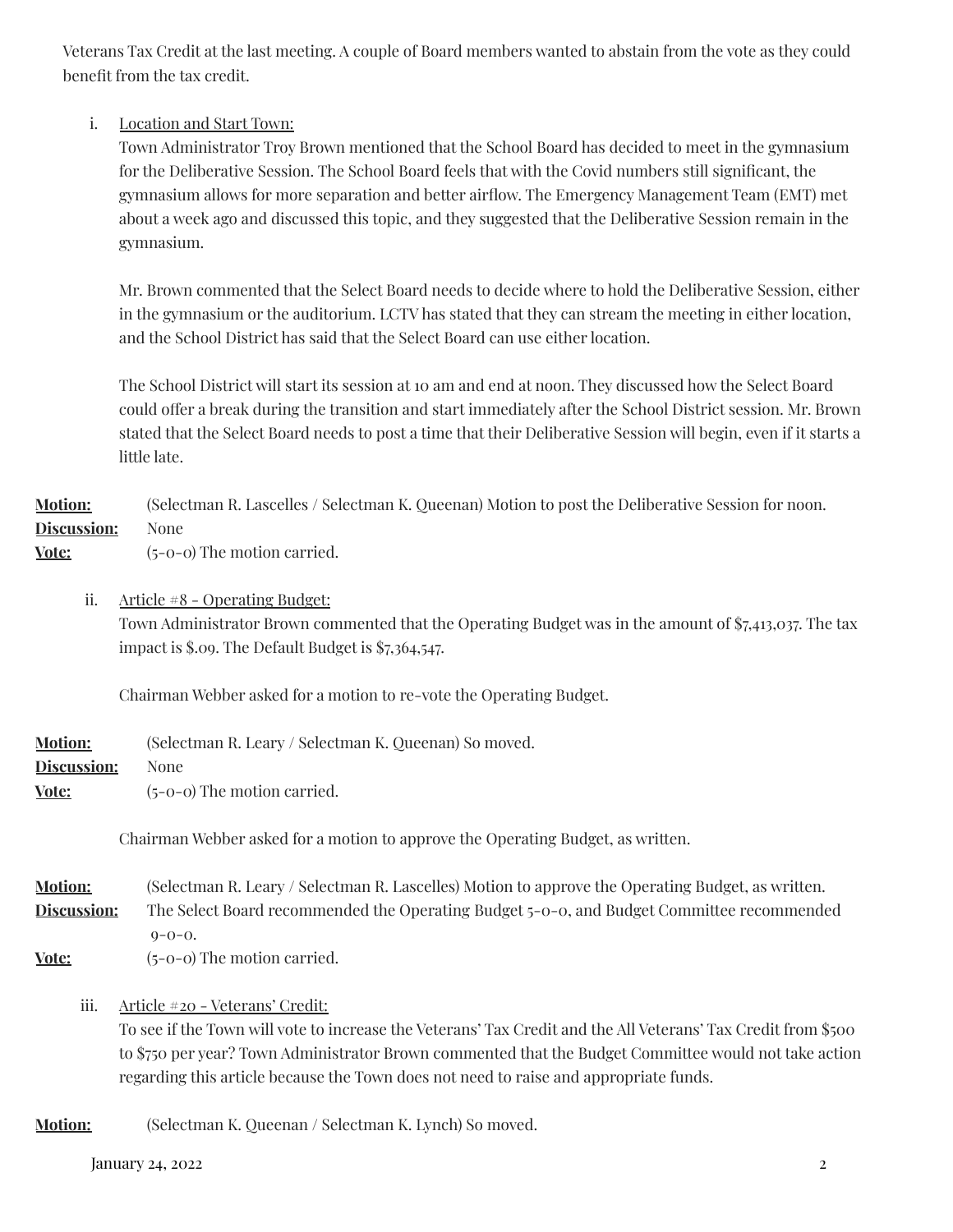Veterans Tax Credit at the last meeting. A couple of Board members wanted to abstain from the vote as they could benefit from the tax credit.

i. Location and Start Town:

Town Administrator Troy Brown mentioned that the School Board has decided to meet in the gymnasium for the Deliberative Session. The School Board feels that with the Covid numbers still significant, the gymnasium allows for more separation and better airflow. The Emergency Management Team (EMT) met about a week ago and discussed this topic, and they suggested that the Deliberative Session remain in the gymnasium.

Mr. Brown commented that the Select Board needs to decide where to hold the Deliberative Session, either in the gymnasium or the auditorium. LCTV has stated that they can stream the meeting in either location, and the School District has said that the Select Board can use either location.

The School District will start its session at 10 am and end at noon. They discussed how the Select Board could offer a break during the transition and start immediately after the School District session. Mr. Brown stated that the Select Board needs to post a time that their Deliberative Session will begin, even if it starts a little late.

**Motion:** (Selectman R. Lascelles / Selectman K. Queenan) Motion to post the Deliberative Session for noon.
**Discussion:** None
**Vote:** (5-0-0) The motion carried.

ii. Article #8 - Operating Budget:

Town Administrator Brown commented that the Operating Budget was in the amount of $7,413,037. The tax impact is $.09. The Default Budget is $7,364,547.

Chairman Webber asked for a motion to re-vote the Operating Budget.

**Motion:** (Selectman R. Leary / Selectman K. Queenan) So moved.
**Discussion:** None
**Vote:** (5-0-0) The motion carried.

Chairman Webber asked for a motion to approve the Operating Budget, as written.

**Motion:** (Selectman R. Leary / Selectman R. Lascelles) Motion to approve the Operating Budget, as written.
**Discussion:** The Select Board recommended the Operating Budget 5-0-0, and Budget Committee recommended 9-0-0.
**Vote:** (5-0-0) The motion carried.

iii. Article #20 - Veterans' Credit:

To see if the Town will vote to increase the Veterans' Tax Credit and the All Veterans' Tax Credit from $500 to $750 per year? Town Administrator Brown commented that the Budget Committee would not take action regarding this article because the Town does not need to raise and appropriate funds.

**Motion:** (Selectman K. Queenan / Selectman K. Lynch) So moved.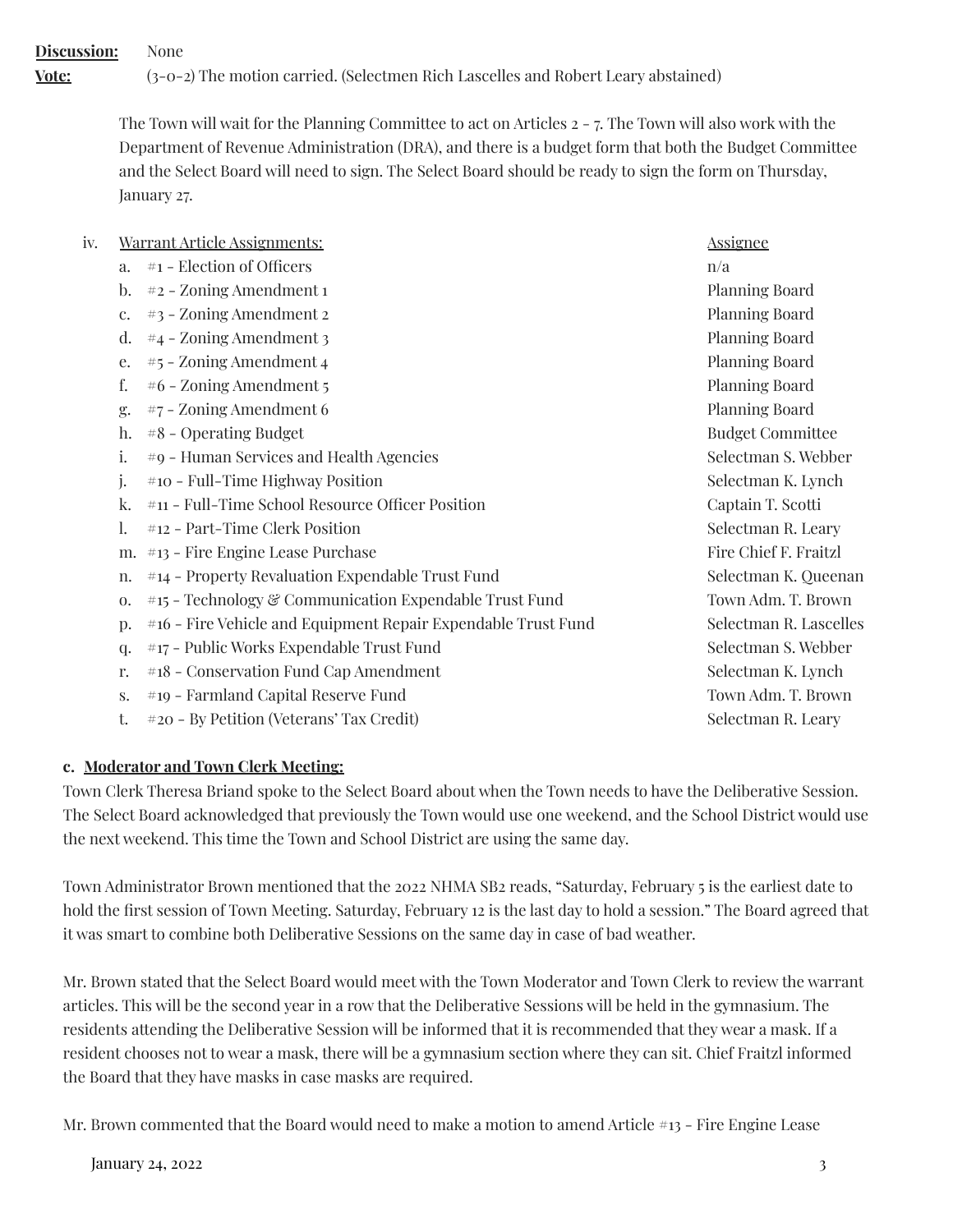**Discussion:** None

**Vote:** (3-0-2) The motion carried. (Selectmen Rich Lascelles and Robert Leary abstained)

The Town will wait for the Planning Committee to act on Articles 2 - 7. The Town will also work with the Department of Revenue Administration (DRA), and there is a budget form that both the Budget Committee and the Select Board will need to sign. The Select Board should be ready to sign the form on Thursday, January 27.

iv. <u>Warrant Article Assignments:</u>

| | Warrant Article | Assignee |
|---|---|---|
| a. | #1 - Election of Officers | n/a |
| b. | #2 - Zoning Amendment 1 | Planning Board |
| c. | #3 - Zoning Amendment 2 | Planning Board |
| d. | #4 - Zoning Amendment 3 | Planning Board |
| e. | #5 - Zoning Amendment 4 | Planning Board |
| f. | #6 - Zoning Amendment 5 | Planning Board |
| g. | #7 - Zoning Amendment 6 | Planning Board |
| h. | #8 - Operating Budget | Budget Committee |
| i. | #9 - Human Services and Health Agencies | Selectman S. Webber |
| j. | #10 - Full-Time Highway Position | Selectman K. Lynch |
| k. | #11 - Full-Time School Resource Officer Position | Captain T. Scotti |
| l. | #12 - Part-Time Clerk Position | Selectman R. Leary |
| m. | #13 - Fire Engine Lease Purchase | Fire Chief F. Fraitzl |
| n. | #14 - Property Revaluation Expendable Trust Fund | Selectman K. Queenan |
| o. | #15 - Technology & Communication Expendable Trust Fund | Town Adm. T. Brown |
| p. | #16 - Fire Vehicle and Equipment Repair Expendable Trust Fund | Selectman R. Lascelles |
| q. | #17 - Public Works Expendable Trust Fund | Selectman S. Webber |
| r. | #18 - Conservation Fund Cap Amendment | Selectman K. Lynch |
| s. | #19 - Farmland Capital Reserve Fund | Town Adm. T. Brown |
| t. | #20 - By Petition (Veterans' Tax Credit) | Selectman R. Leary |

**c. <u>Moderator and Town Clerk Meeting:</u>**

Town Clerk Theresa Briand spoke to the Select Board about when the Town needs to have the Deliberative Session. The Select Board acknowledged that previously the Town would use one weekend, and the School District would use the next weekend. This time the Town and School District are using the same day.

Town Administrator Brown mentioned that the 2022 NHMA SB2 reads, "Saturday, February 5 is the earliest date to hold the first session of Town Meeting. Saturday, February 12 is the last day to hold a session." The Board agreed that it was smart to combine both Deliberative Sessions on the same day in case of bad weather.

Mr. Brown stated that the Select Board would meet with the Town Moderator and Town Clerk to review the warrant articles. This will be the second year in a row that the Deliberative Sessions will be held in the gymnasium. The residents attending the Deliberative Session will be informed that it is recommended that they wear a mask. If a resident chooses not to wear a mask, there will be a gymnasium section where they can sit. Chief Fraitzl informed the Board that they have masks in case masks are required.

Mr. Brown commented that the Board would need to make a motion to amend Article #13 - Fire Engine Lease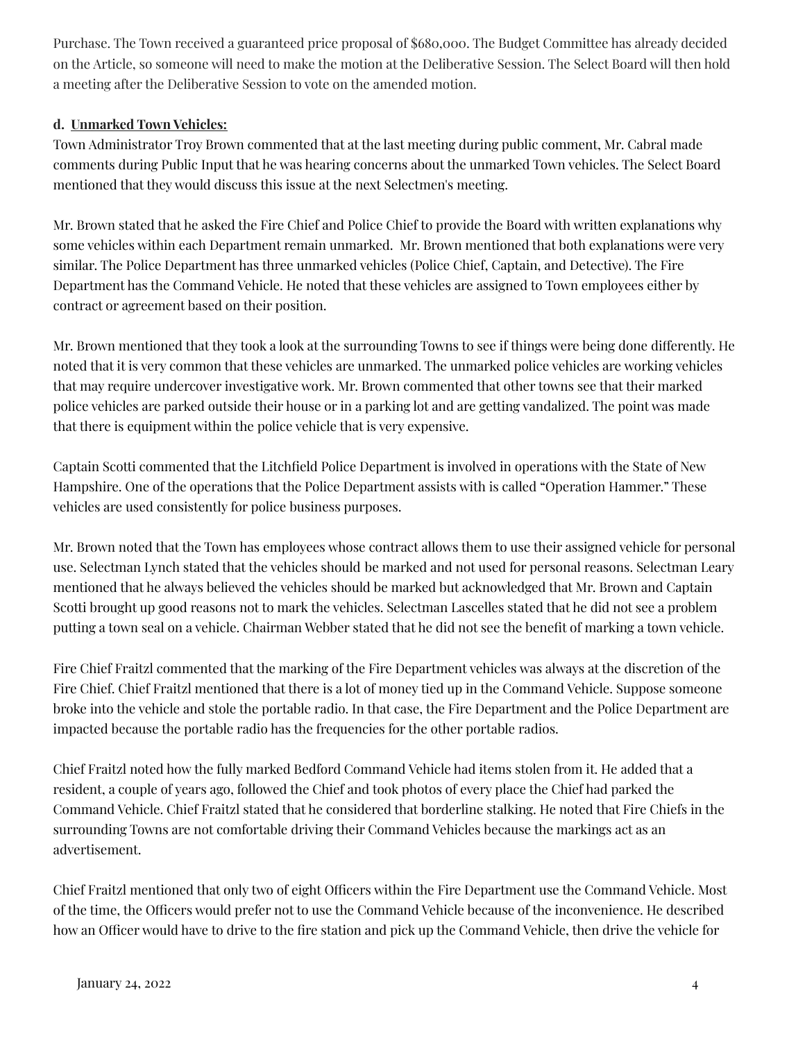Purchase. The Town received a guaranteed price proposal of $680,000. The Budget Committee has already decided on the Article, so someone will need to make the motion at the Deliberative Session. The Select Board will then hold a meeting after the Deliberative Session to vote on the amended motion.

**d. Unmarked Town Vehicles:**

Town Administrator Troy Brown commented that at the last meeting during public comment, Mr. Cabral made comments during Public Input that he was hearing concerns about the unmarked Town vehicles. The Select Board mentioned that they would discuss this issue at the next Selectmen's meeting.

Mr. Brown stated that he asked the Fire Chief and Police Chief to provide the Board with written explanations why some vehicles within each Department remain unmarked. Mr. Brown mentioned that both explanations were very similar. The Police Department has three unmarked vehicles (Police Chief, Captain, and Detective). The Fire Department has the Command Vehicle. He noted that these vehicles are assigned to Town employees either by contract or agreement based on their position.

Mr. Brown mentioned that they took a look at the surrounding Towns to see if things were being done differently. He noted that it is very common that these vehicles are unmarked. The unmarked police vehicles are working vehicles that may require undercover investigative work. Mr. Brown commented that other towns see that their marked police vehicles are parked outside their house or in a parking lot and are getting vandalized. The point was made that there is equipment within the police vehicle that is very expensive.

Captain Scotti commented that the Litchfield Police Department is involved in operations with the State of New Hampshire. One of the operations that the Police Department assists with is called "Operation Hammer." These vehicles are used consistently for police business purposes.

Mr. Brown noted that the Town has employees whose contract allows them to use their assigned vehicle for personal use. Selectman Lynch stated that the vehicles should be marked and not used for personal reasons. Selectman Leary mentioned that he always believed the vehicles should be marked but acknowledged that Mr. Brown and Captain Scotti brought up good reasons not to mark the vehicles. Selectman Lascelles stated that he did not see a problem putting a town seal on a vehicle. Chairman Webber stated that he did not see the benefit of marking a town vehicle.

Fire Chief Fraitzl commented that the marking of the Fire Department vehicles was always at the discretion of the Fire Chief. Chief Fraitzl mentioned that there is a lot of money tied up in the Command Vehicle. Suppose someone broke into the vehicle and stole the portable radio. In that case, the Fire Department and the Police Department are impacted because the portable radio has the frequencies for the other portable radios.

Chief Fraitzl noted how the fully marked Bedford Command Vehicle had items stolen from it. He added that a resident, a couple of years ago, followed the Chief and took photos of every place the Chief had parked the Command Vehicle. Chief Fraitzl stated that he considered that borderline stalking. He noted that Fire Chiefs in the surrounding Towns are not comfortable driving their Command Vehicles because the markings act as an advertisement.

Chief Fraitzl mentioned that only two of eight Officers within the Fire Department use the Command Vehicle. Most of the time, the Officers would prefer not to use the Command Vehicle because of the inconvenience. He described how an Officer would have to drive to the fire station and pick up the Command Vehicle, then drive the vehicle for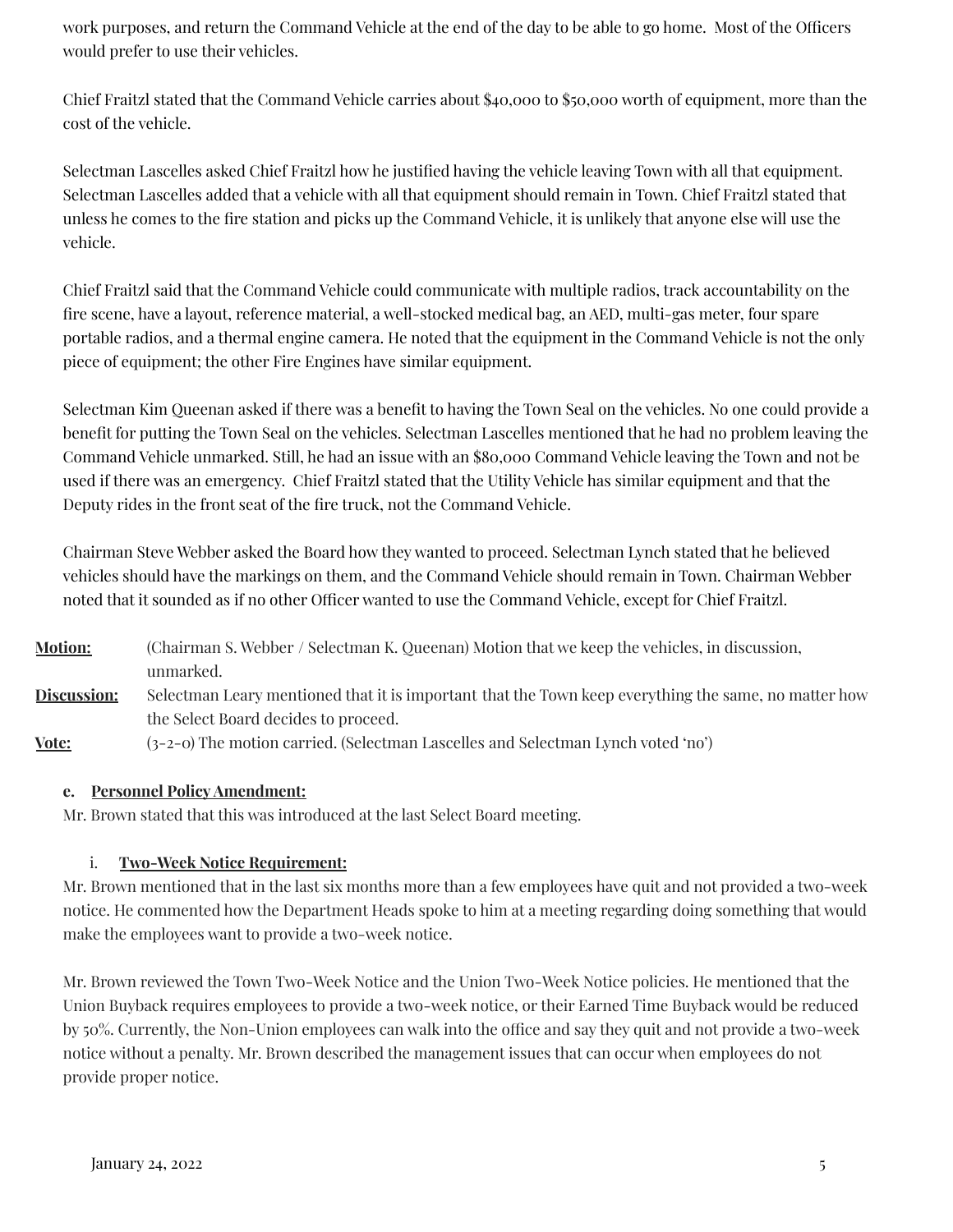work purposes, and return the Command Vehicle at the end of the day to be able to go home. Most of the Officers would prefer to use their vehicles.

Chief Fraitzl stated that the Command Vehicle carries about $40,000 to $50,000 worth of equipment, more than the cost of the vehicle.

Selectman Lascelles asked Chief Fraitzl how he justified having the vehicle leaving Town with all that equipment. Selectman Lascelles added that a vehicle with all that equipment should remain in Town. Chief Fraitzl stated that unless he comes to the fire station and picks up the Command Vehicle, it is unlikely that anyone else will use the vehicle.

Chief Fraitzl said that the Command Vehicle could communicate with multiple radios, track accountability on the fire scene, have a layout, reference material, a well-stocked medical bag, an AED, multi-gas meter, four spare portable radios, and a thermal engine camera. He noted that the equipment in the Command Vehicle is not the only piece of equipment; the other Fire Engines have similar equipment.

Selectman Kim Queenan asked if there was a benefit to having the Town Seal on the vehicles. No one could provide a benefit for putting the Town Seal on the vehicles. Selectman Lascelles mentioned that he had no problem leaving the Command Vehicle unmarked. Still, he had an issue with an $80,000 Command Vehicle leaving the Town and not be used if there was an emergency. Chief Fraitzl stated that the Utility Vehicle has similar equipment and that the Deputy rides in the front seat of the fire truck, not the Command Vehicle.

Chairman Steve Webber asked the Board how they wanted to proceed. Selectman Lynch stated that he believed vehicles should have the markings on them, and the Command Vehicle should remain in Town. Chairman Webber noted that it sounded as if no other Officer wanted to use the Command Vehicle, except for Chief Fraitzl.

**Motion:** (Chairman S. Webber / Selectman K. Queenan) Motion that we keep the vehicles, in discussion, unmarked.

**Discussion:** Selectman Leary mentioned that it is important that the Town keep everything the same, no matter how the Select Board decides to proceed.

**Vote:** (3-2-0) The motion carried. (Selectman Lascelles and Selectman Lynch voted 'no')

**e. Personnel Policy Amendment:**

Mr. Brown stated that this was introduced at the last Select Board meeting.

**i. Two-Week Notice Requirement:**

Mr. Brown mentioned that in the last six months more than a few employees have quit and not provided a two-week notice. He commented how the Department Heads spoke to him at a meeting regarding doing something that would make the employees want to provide a two-week notice.

Mr. Brown reviewed the Town Two-Week Notice and the Union Two-Week Notice policies. He mentioned that the Union Buyback requires employees to provide a two-week notice, or their Earned Time Buyback would be reduced by 50%. Currently, the Non-Union employees can walk into the office and say they quit and not provide a two-week notice without a penalty. Mr. Brown described the management issues that can occur when employees do not provide proper notice.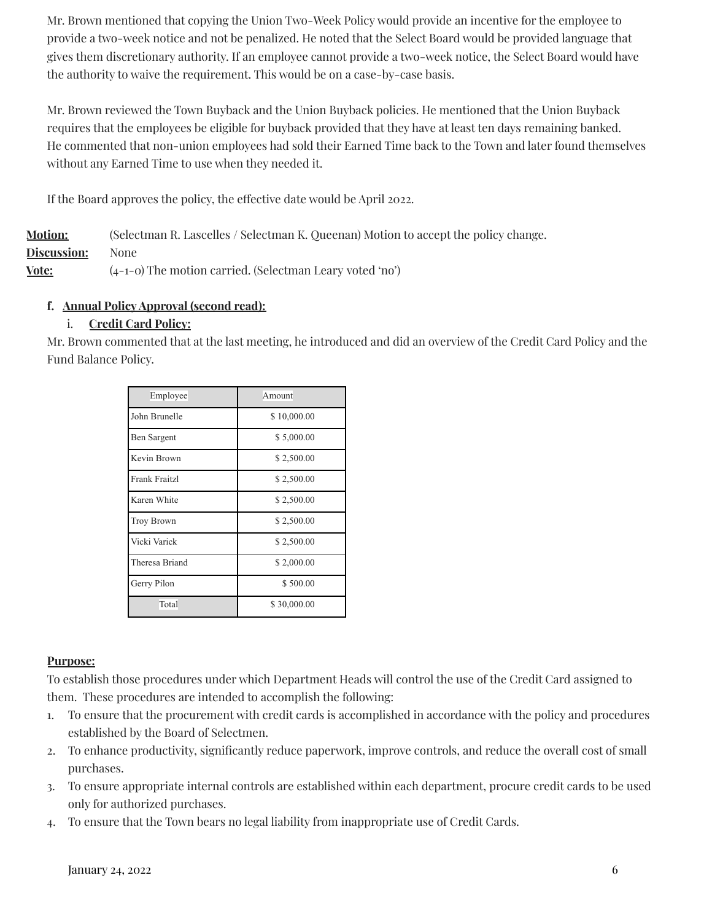Mr. Brown mentioned that copying the Union Two-Week Policy would provide an incentive for the employee to provide a two-week notice and not be penalized. He noted that the Select Board would be provided language that gives them discretionary authority. If an employee cannot provide a two-week notice, the Select Board would have the authority to waive the requirement. This would be on a case-by-case basis.

Mr. Brown reviewed the Town Buyback and the Union Buyback policies. He mentioned that the Union Buyback requires that the employees be eligible for buyback provided that they have at least ten days remaining banked. He commented that non-union employees had sold their Earned Time back to the Town and later found themselves without any Earned Time to use when they needed it.

If the Board approves the policy, the effective date would be April 2022.

**Motion:** (Selectman R. Lascelles / Selectman K. Queenan) Motion to accept the policy change.
**Discussion:** None
**Vote:** (4-1-0) The motion carried. (Selectman Leary voted 'no')

**f. Annual Policy Approval (second read):**

**i. Credit Card Policy:**

Mr. Brown commented that at the last meeting, he introduced and did an overview of the Credit Card Policy and the Fund Balance Policy.

| Employee | Amount |
|---|---|
| John Brunelle | $ 10,000.00 |
| Ben Sargent | $ 5,000.00 |
| Kevin Brown | $ 2,500.00 |
| Frank Fraitzl | $ 2,500.00 |
| Karen White | $ 2,500.00 |
| Troy Brown | $ 2,500.00 |
| Vicki Varick | $ 2,500.00 |
| Theresa Briand | $ 2,000.00 |
| Gerry Pilon | $ 500.00 |
| Total | $ 30,000.00 |

**Purpose:**

To establish those procedures under which Department Heads will control the use of the Credit Card assigned to them. These procedures are intended to accomplish the following:

1. To ensure that the procurement with credit cards is accomplished in accordance with the policy and procedures established by the Board of Selectmen.
2. To enhance productivity, significantly reduce paperwork, improve controls, and reduce the overall cost of small purchases.
3. To ensure appropriate internal controls are established within each department, procure credit cards to be used only for authorized purchases.
4. To ensure that the Town bears no legal liability from inappropriate use of Credit Cards.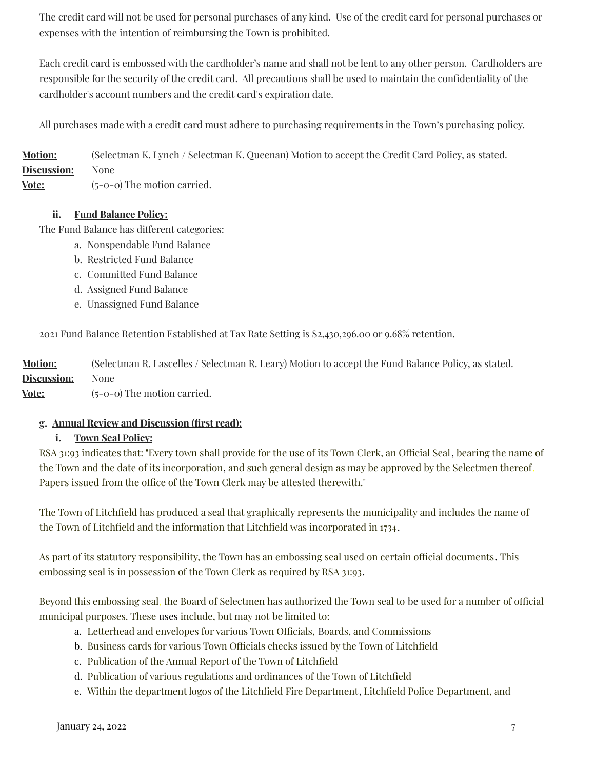The credit card will not be used for personal purchases of any kind. Use of the credit card for personal purchases or expenses with the intention of reimbursing the Town is prohibited.

Each credit card is embossed with the cardholder's name and shall not be lent to any other person. Cardholders are responsible for the security of the credit card. All precautions shall be used to maintain the confidentiality of the cardholder's account numbers and the credit card's expiration date.

All purchases made with a credit card must adhere to purchasing requirements in the Town's purchasing policy.

**Motion:** (Selectman K. Lynch / Selectman K. Queenan) Motion to accept the Credit Card Policy, as stated.
**Discussion:** None
**Vote:** (5-0-0) The motion carried.

**ii. Fund Balance Policy:**

The Fund Balance has different categories:

a. Nonspendable Fund Balance
b. Restricted Fund Balance
c. Committed Fund Balance
d. Assigned Fund Balance
e. Unassigned Fund Balance

2021 Fund Balance Retention Established at Tax Rate Setting is $2,430,296.00 or 9.68% retention.

**Motion:** (Selectman R. Lascelles / Selectman R. Leary) Motion to accept the Fund Balance Policy, as stated.
**Discussion:** None
**Vote:** (5-0-0) The motion carried.

**g. Annual Review and Discussion (first read):**

**i. Town Seal Policy:**

RSA 31:93 indicates that: "Every town shall provide for the use of its Town Clerk, an Official Seal, bearing the name of the Town and the date of its incorporation, and such general design as may be approved by the Selectmen thereof. Papers issued from the office of the Town Clerk may be attested therewith."

The Town of Litchfield has produced a seal that graphically represents the municipality and includes the name of the Town of Litchfield and the information that Litchfield was incorporated in 1734.

As part of its statutory responsibility, the Town has an embossing seal used on certain official documents. This embossing seal is in possession of the Town Clerk as required by RSA 31:93.

Beyond this embossing seal, the Board of Selectmen has authorized the Town seal to be used for a number of official municipal purposes. These uses include, but may not be limited to:

a. Letterhead and envelopes for various Town Officials, Boards, and Commissions
b. Business cards for various Town Officials checks issued by the Town of Litchfield
c. Publication of the Annual Report of the Town of Litchfield
d. Publication of various regulations and ordinances of the Town of Litchfield
e. Within the department logos of the Litchfield Fire Department, Litchfield Police Department, and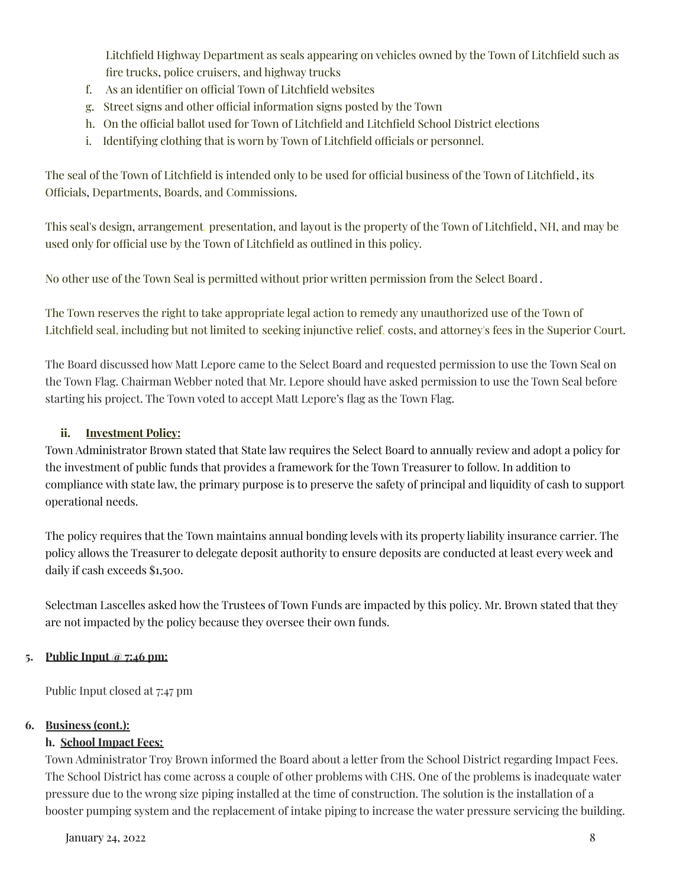Litchfield Highway Department as seals appearing on vehicles owned by the Town of Litchfield such as fire trucks, police cruisers, and highway trucks

f. As an identifier on official Town of Litchfield websites
g. Street signs and other official information signs posted by the Town
h. On the official ballot used for Town of Litchfield and Litchfield School District elections
i. Identifying clothing that is worn by Town of Litchfield officials or personnel.

The seal of the Town of Litchfield is intended only to be used for official business of the Town of Litchfield, its Officials, Departments, Boards, and Commissions.

This seal's design, arrangement, presentation, and layout is the property of the Town of Litchfield, NH, and may be used only for official use by the Town of Litchfield as outlined in this policy.

No other use of the Town Seal is permitted without prior written permission from the Select Board.

The Town reserves the right to take appropriate legal action to remedy any unauthorized use of the Town of Litchfield seal, including but not limited to seeking injunctive relief, costs, and attorney's fees in the Superior Court.

The Board discussed how Matt Lepore came to the Select Board and requested permission to use the Town Seal on the Town Flag. Chairman Webber noted that Mr. Lepore should have asked permission to use the Town Seal before starting his project. The Town voted to accept Matt Lepore's flag as the Town Flag.

**ii. Investment Policy:**

Town Administrator Brown stated that State law requires the Select Board to annually review and adopt a policy for the investment of public funds that provides a framework for the Town Treasurer to follow. In addition to compliance with state law, the primary purpose is to preserve the safety of principal and liquidity of cash to support operational needs.

The policy requires that the Town maintains annual bonding levels with its property liability insurance carrier. The policy allows the Treasurer to delegate deposit authority to ensure deposits are conducted at least every week and daily if cash exceeds $1,500.

Selectman Lascelles asked how the Trustees of Town Funds are impacted by this policy. Mr. Brown stated that they are not impacted by the policy because they oversee their own funds.

**5. Public Input @ 7:46 pm:**

Public Input closed at 7:47 pm

**6. Business (cont.):**

**h. School Impact Fees:**

Town Administrator Troy Brown informed the Board about a letter from the School District regarding Impact Fees. The School District has come across a couple of other problems with CHS. One of the problems is inadequate water pressure due to the wrong size piping installed at the time of construction. The solution is the installation of a booster pumping system and the replacement of intake piping to increase the water pressure servicing the building.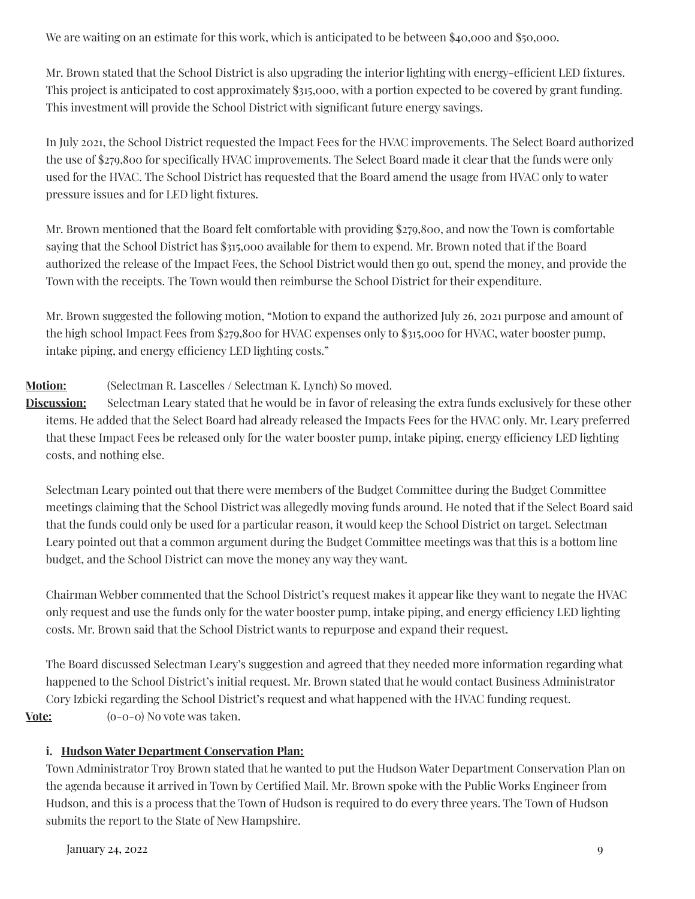We are waiting on an estimate for this work, which is anticipated to be between $40,000 and $50,000.

Mr. Brown stated that the School District is also upgrading the interior lighting with energy-efficient LED fixtures. This project is anticipated to cost approximately $315,000, with a portion expected to be covered by grant funding. This investment will provide the School District with significant future energy savings.

In July 2021, the School District requested the Impact Fees for the HVAC improvements. The Select Board authorized the use of $279,800 for specifically HVAC improvements. The Select Board made it clear that the funds were only used for the HVAC. The School District has requested that the Board amend the usage from HVAC only to water pressure issues and for LED light fixtures.

Mr. Brown mentioned that the Board felt comfortable with providing $279,800, and now the Town is comfortable saying that the School District has $315,000 available for them to expend. Mr. Brown noted that if the Board authorized the release of the Impact Fees, the School District would then go out, spend the money, and provide the Town with the receipts. The Town would then reimburse the School District for their expenditure.

Mr. Brown suggested the following motion, "Motion to expand the authorized July 26, 2021 purpose and amount of the high school Impact Fees from $279,800 for HVAC expenses only to $315,000 for HVAC, water booster pump, intake piping, and energy efficiency LED lighting costs."

**Motion:** (Selectman R. Lascelles / Selectman K. Lynch) So moved.

**Discussion:** Selectman Leary stated that he would be in favor of releasing the extra funds exclusively for these other items. He added that the Select Board had already released the Impacts Fees for the HVAC only. Mr. Leary preferred that these Impact Fees be released only for the water booster pump, intake piping, energy efficiency LED lighting costs, and nothing else.

Selectman Leary pointed out that there were members of the Budget Committee during the Budget Committee meetings claiming that the School District was allegedly moving funds around. He noted that if the Select Board said that the funds could only be used for a particular reason, it would keep the School District on target. Selectman Leary pointed out that a common argument during the Budget Committee meetings was that this is a bottom line budget, and the School District can move the money any way they want.

Chairman Webber commented that the School District's request makes it appear like they want to negate the HVAC only request and use the funds only for the water booster pump, intake piping, and energy efficiency LED lighting costs. Mr. Brown said that the School District wants to repurpose and expand their request.

The Board discussed Selectman Leary's suggestion and agreed that they needed more information regarding what happened to the School District's initial request. Mr. Brown stated that he would contact Business Administrator Cory Izbicki regarding the School District's request and what happened with the HVAC funding request.

**Vote:** (0-0-0) No vote was taken.

**i. Hudson Water Department Conservation Plan:**

Town Administrator Troy Brown stated that he wanted to put the Hudson Water Department Conservation Plan on the agenda because it arrived in Town by Certified Mail. Mr. Brown spoke with the Public Works Engineer from Hudson, and this is a process that the Town of Hudson is required to do every three years. The Town of Hudson submits the report to the State of New Hampshire.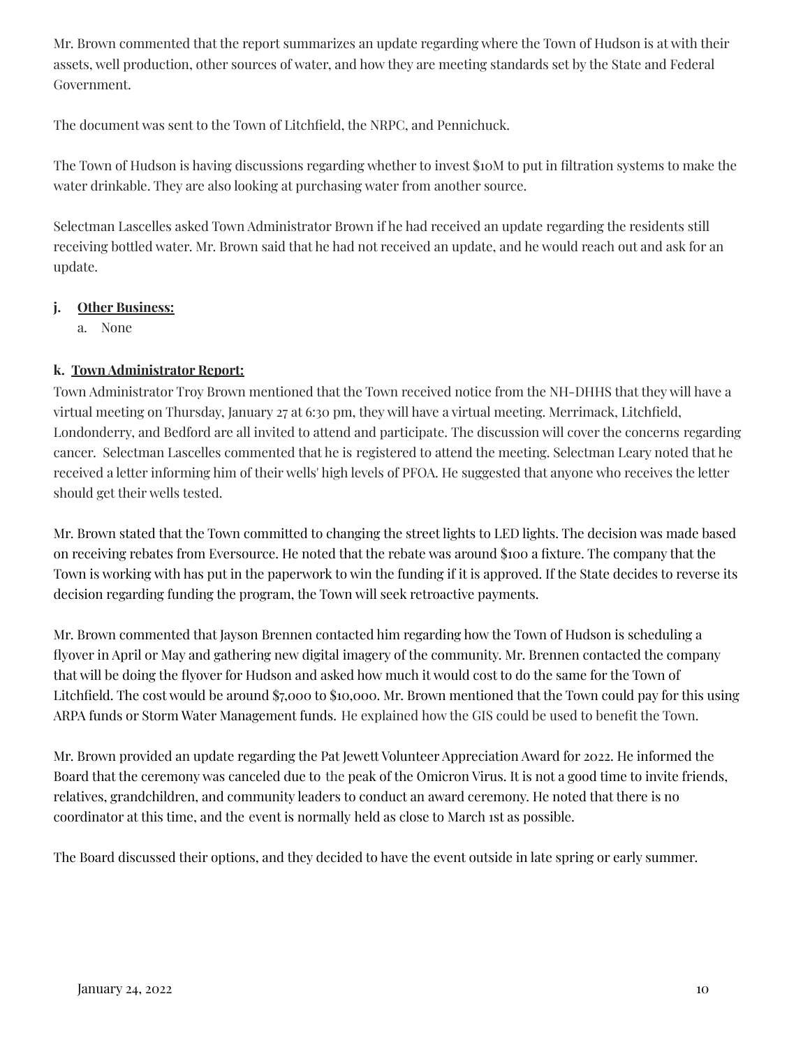Mr. Brown commented that the report summarizes an update regarding where the Town of Hudson is at with their assets, well production, other sources of water, and how they are meeting standards set by the State and Federal Government.

The document was sent to the Town of Litchfield, the NRPC, and Pennichuck.

The Town of Hudson is having discussions regarding whether to invest $10M to put in filtration systems to make the water drinkable. They are also looking at purchasing water from another source.

Selectman Lascelles asked Town Administrator Brown if he had received an update regarding the residents still receiving bottled water. Mr. Brown said that he had not received an update, and he would reach out and ask for an update.

**j. Other Business:**

a. None

**k. Town Administrator Report:**

Town Administrator Troy Brown mentioned that the Town received notice from the NH-DHHS that they will have a virtual meeting on Thursday, January 27 at 6:30 pm, they will have a virtual meeting. Merrimack, Litchfield, Londonderry, and Bedford are all invited to attend and participate. The discussion will cover the concerns regarding cancer. Selectman Lascelles commented that he is registered to attend the meeting. Selectman Leary noted that he received a letter informing him of their wells' high levels of PFOA. He suggested that anyone who receives the letter should get their wells tested.

Mr. Brown stated that the Town committed to changing the street lights to LED lights. The decision was made based on receiving rebates from Eversource. He noted that the rebate was around $100 a fixture. The company that the Town is working with has put in the paperwork to win the funding if it is approved. If the State decides to reverse its decision regarding funding the program, the Town will seek retroactive payments.

Mr. Brown commented that Jayson Brennen contacted him regarding how the Town of Hudson is scheduling a flyover in April or May and gathering new digital imagery of the community. Mr. Brennen contacted the company that will be doing the flyover for Hudson and asked how much it would cost to do the same for the Town of Litchfield. The cost would be around $7,000 to $10,000. Mr. Brown mentioned that the Town could pay for this using ARPA funds or Storm Water Management funds. He explained how the GIS could be used to benefit the Town.

Mr. Brown provided an update regarding the Pat Jewett Volunteer Appreciation Award for 2022. He informed the Board that the ceremony was canceled due to the peak of the Omicron Virus. It is not a good time to invite friends, relatives, grandchildren, and community leaders to conduct an award ceremony. He noted that there is no coordinator at this time, and the event is normally held as close to March 1st as possible.

The Board discussed their options, and they decided to have the event outside in late spring or early summer.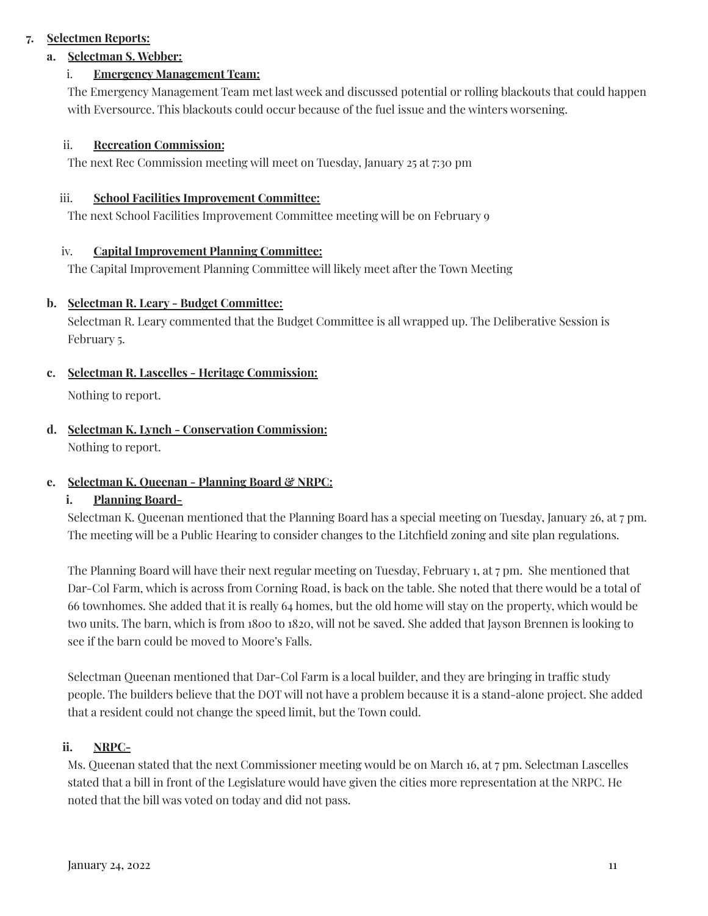7. **Selectmen Reports:**

   a. **Selectman S. Webber:**

      i. **Emergency Management Team:**

      The Emergency Management Team met last week and discussed potential or rolling blackouts that could happen with Eversource. This blackouts could occur because of the fuel issue and the winters worsening.

      ii. **Recreation Commission:**

      The next Rec Commission meeting will meet on Tuesday, January 25 at 7:30 pm

      iii. **School Facilities Improvement Committee:**

      The next School Facilities Improvement Committee meeting will be on February 9

      iv. **Capital Improvement Planning Committee:**

      The Capital Improvement Planning Committee will likely meet after the Town Meeting

   b. **Selectman R. Leary - Budget Committee:**

   Selectman R. Leary commented that the Budget Committee is all wrapped up. The Deliberative Session is February 5.

   c. **Selectman R. Lascelles - Heritage Commission:**

   Nothing to report.

   d. **Selectman K. Lynch - Conservation Commission:**

   Nothing to report.

   e. **Selectman K. Queenan - Planning Board & NRPC:**

      i. **Planning Board-**

      Selectman K. Queenan mentioned that the Planning Board has a special meeting on Tuesday, January 26, at 7 pm. The meeting will be a Public Hearing to consider changes to the Litchfield zoning and site plan regulations.

      The Planning Board will have their next regular meeting on Tuesday, February 1, at 7 pm. She mentioned that Dar-Col Farm, which is across from Corning Road, is back on the table. She noted that there would be a total of 66 townhomes. She added that it is really 64 homes, but the old home will stay on the property, which would be two units. The barn, which is from 1800 to 1820, will not be saved. She added that Jayson Brennen is looking to see if the barn could be moved to Moore's Falls.

      Selectman Queenan mentioned that Dar-Col Farm is a local builder, and they are bringing in traffic study people. The builders believe that the DOT will not have a problem because it is a stand-alone project. She added that a resident could not change the speed limit, but the Town could.

      ii. **NRPC-**

      Ms. Queenan stated that the next Commissioner meeting would be on March 16, at 7 pm. Selectman Lascelles stated that a bill in front of the Legislature would have given the cities more representation at the NRPC. He noted that the bill was voted on today and did not pass.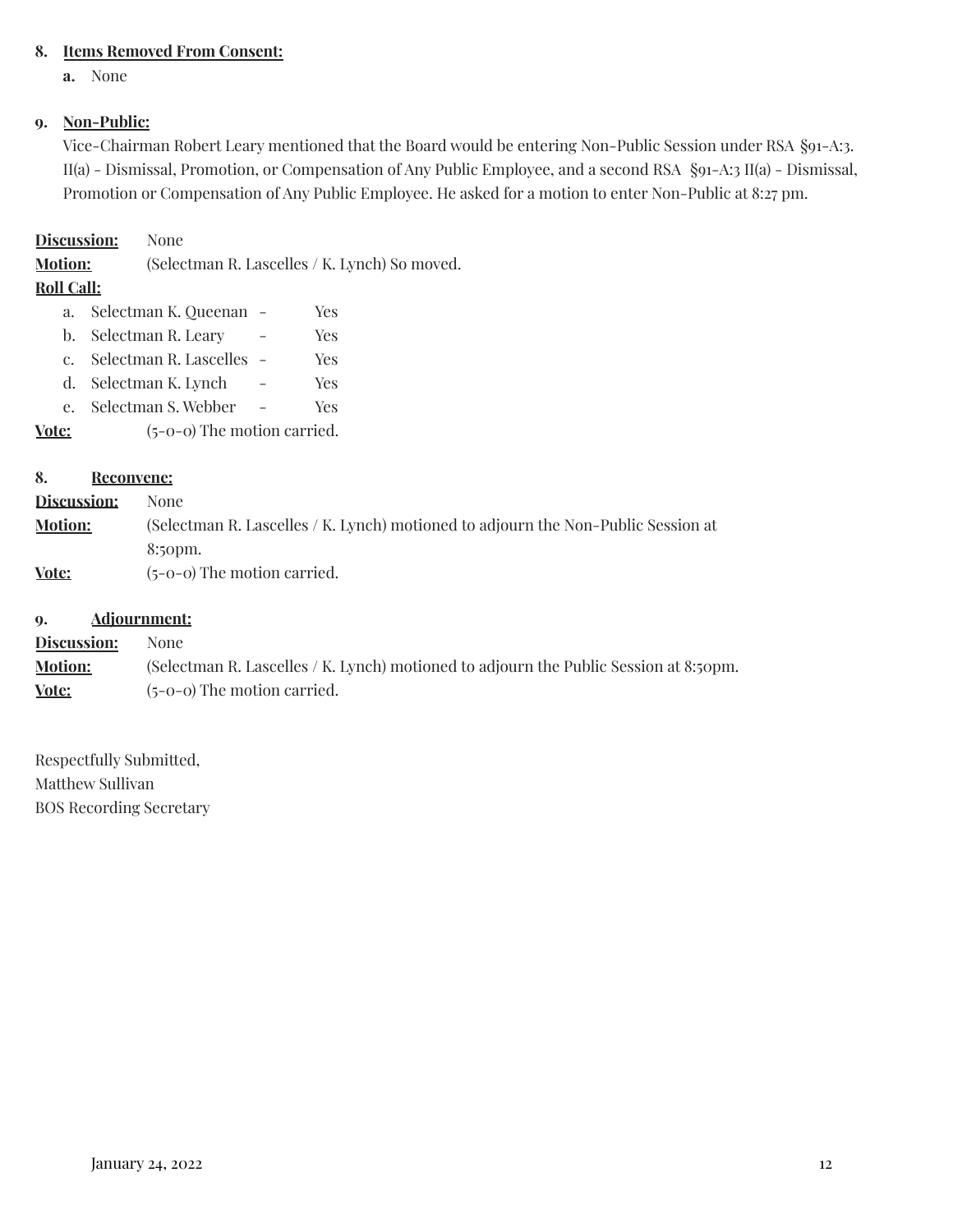**8. Items Removed From Consent:**

**a.** None

**9. Non-Public:**

Vice-Chairman Robert Leary mentioned that the Board would be entering Non-Public Session under RSA §91-A:3. II(a) - Dismissal, Promotion, or Compensation of Any Public Employee, and a second RSA §91-A:3 II(a) - Dismissal, Promotion or Compensation of Any Public Employee. He asked for a motion to enter Non-Public at 8:27 pm.

**Discussion:** None

**Motion:** (Selectman R. Lascelles / K. Lynch) So moved.

**Roll Call:**

a. Selectman K. Queenan - Yes
b. Selectman R. Leary - Yes
c. Selectman R. Lascelles - Yes
d. Selectman K. Lynch - Yes
e. Selectman S. Webber - Yes

**Vote:** (5-0-0) The motion carried.

**8. Reconvene:**

**Discussion:** None

**Motion:** (Selectman R. Lascelles / K. Lynch) motioned to adjourn the Non-Public Session at 8:50pm.

**Vote:** (5-0-0) The motion carried.

**9. Adjournment:**

**Discussion:** None

**Motion:** (Selectman R. Lascelles / K. Lynch) motioned to adjourn the Public Session at 8:50pm.

**Vote:** (5-0-0) The motion carried.

Respectfully Submitted,
Matthew Sullivan
BOS Recording Secretary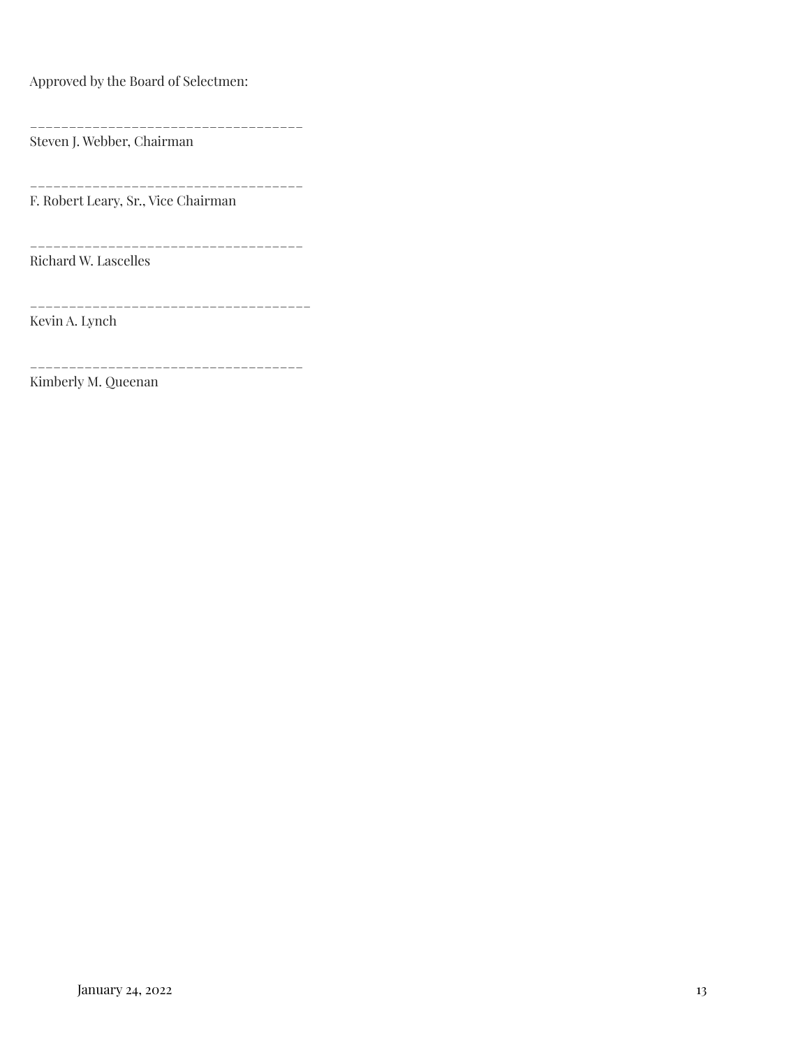Approved by the Board of Selectmen:

__________________________________
Steven J. Webber, Chairman

__________________________________
F. Robert Leary, Sr., Vice Chairman

__________________________________
Richard W. Lascelles

___________________________________
Kevin A. Lynch

__________________________________
Kimberly M. Queenan